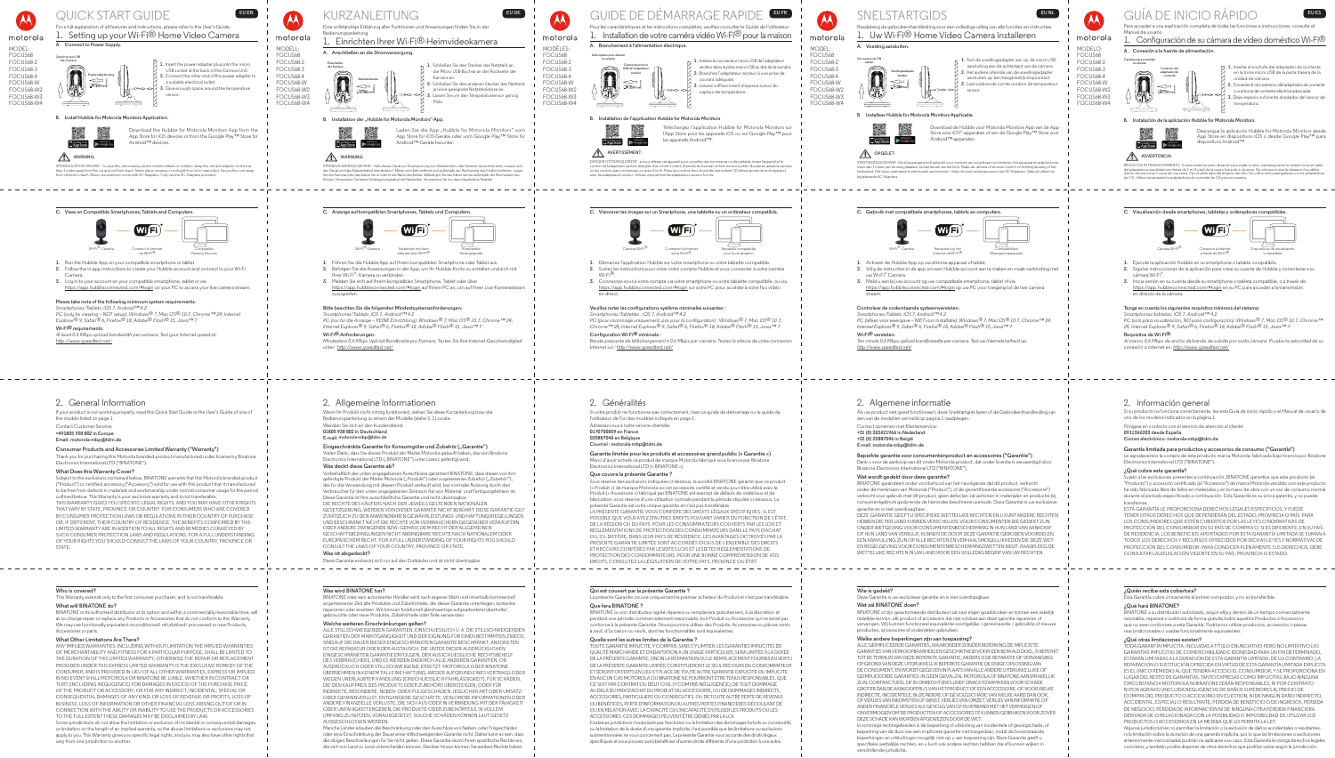# QUICK START GUIDE

EU EN

For a full explanation of all features and instructions, please refer to the User's Guide.

## 1. Setting up your Wi-Fi® Home Video Camera

MODEL:
FOCUS68
FOCUS68-2
FOCUS68-3
FOCUS68-4
FOCUS68-W
FOCUS68-W2
FOCUS68-W3
FOCUS68-W4

### A. Connect to Power Supply.

1. Insert the power adapter plug into the micro USB socket at the back of the Camera Unit.
2. Connect the other end of the power adapter to a suitable electrical outlet.
3. Give enough space around the temperature sensor.

### B. Install Hubble for Motorola Monitors Application.

Download the Hubble for Motorola Monitors App from the App Store for iOS devices or from the Google Play™ Store for Android™ devices.

**WARNING:**

STRANGULATION HAZARD – In case this unit is being used to monitor infants or children, keep the unit and adapter cord more than 1 metre away from the cot and out their reach. Never place camera or cords within a cot or near a bed. Secure the cord away from children's reach. Never use extension cords with AC Adapters. Only use the AC Adapters provided.

### C. View on Compatible Smartphones, Tablets and Computers.

Wi-Fi® Camera — Connect to Internet via Wi-Fi® — Compatible Viewing Devices

1. Run the Hubble App on your compatible smartphone or tablet.
2. Follow the in-app instructions to create your Hubble account and connect to your Wi-Fi Camera.
3. Log in to your account on your compatible smartphone, tablet or via https://app.hubbleconnected.com/#login on your PC to access your live camera stream.

**Please take note of the following minimum system requirements:**

*Smartphones/Tablets: iOS 7, Android™ 4.2*

*PC (only for viewing – NOT setup): Windows® 7, Mac OS® 10.7, Chrome™ 24, Internet Explorer® 9, Safari® 6, Firefox® 18, Adobe® Flash® 15, Java™ 7*

**Wi-Fi® requirements:**

*At least 0.6 Mbps upload bandwidth per camera. Test your Internet speed at:* http://www.speedtest.net/

## 2. General Information

If your product is not working properly, read this Quick Start Guide or the User's Guide of one of the models listed on page 1.

Contact Customer Service:
**+491805 938 802 in Europe**
**Email: motorola-mbp@tdm.de**

### Consumer Products and Accessories Limited Warranty ("Warranty")

Thank you for purchasing this Motorola branded product manufactured under license by Binatone Electronics International LTD ("BINATONE").

### What Does this Warranty Cover?

Subject to the exclusions contained below, BINATONE warrants that this Motorola branded product ("Product") or certified accessory ("Accessory") sold for use with this product that it manufactured to be free from defects in material and workmanship under normal consumer usage for the period outlined below. This Warranty is your exclusive warranty and is not transferable.

THIS WARRANTY GIVES YOU SPECIFIC LEGAL RIGHTS, AND YOU MAY HAVE OTHER RIGHTS THAT VARY BY STATE, PROVINCE OR COUNTRY. FOR CONSUMERS WHO ARE COVERED BY CONSUMER PROTECTION LAWS OR REGULATIONS IN THEIR COUNTRY OF PURCHASE OR, IF DIFFERENT, THEIR COUNTRY OF RESIDENCE, THE BENEFITS CONFERRED BY THIS LIMITED WARRANTY ARE IN ADDITION TO ALL RIGHTS AND REMEDIES CONVEYED BY SUCH CONSUMER PROTECTION LAWS AND REGULATIONS. FOR A FULL UNDERSTANDING OF YOUR RIGHTS YOU SHOULD CONSULT THE LAWS OF YOUR COUNTRY, PROVINCE OR STATE.

### Who is covered?

This Warranty extends only to the first consumer purchaser, and is not transferable.

### What will BINATONE do?

BINATONE or its authorized distributor at its option and within a commercially reasonable time, will at no charge repair or replace any Products or Accessories that do not conform to this Warranty. We may use functionally equivalent reconditioned/ refurbished/ pre-owned or new Products, Accessories or parts.

### What Other Limitations Are There?

ANY IMPLIED WARRANTIES, INCLUDING WITHOUT LIMITATION THE IMPLIED WARRANTIES OF MERCHANTABILITY AND FITNESS FOR A PARTICULAR PURPOSE, SHALL BE LIMITED TO THE DURATION OF THIS LIMITED WARRANTY, OTHERWISE THE REPAIR OR REPLACEMENT PROVIDED UNDER THIS EXPRESS LIMITED WARRANTY IS THE EXCLUSIVE REMEDY OF THE CONSUMER, AND IS PROVIDED IN LIEU OF ALL OTHER WARRANTIES, EXPRESS OR IMPLIED. IN NO EVENT SHALL MOTOROLA OR BINATONE BE LIABLE, WHETHER IN CONTRACT OR TORT (INCLUDING NEGLIGENCE) FOR DAMAGES IN EXCESS OF THE PURCHASE PRICE OF THE PRODUCT OR ACCESSORY, OR FOR ANY INDIRECT, INCIDENTAL, SPECIAL OR CONSEQUENTIAL DAMAGES OF ANY KIND, OR LOSS OF REVENUE OR PROFITS, LOSS OF BUSINESS, LOSS OF INFORMATION OR OTHER FINANCIAL LOSS ARISING OUT OF OR IN CONNECTION WITH THE ABILITY OR INABILITY TO USE THE PRODUCTS OR ACCESSORIES TO THE FULL EXTENT THESE DAMAGES MAY BE DISCLAIMED BY LAW.

Some jurisdictions do not allow the limitation or exclusion of incidental or consequential damages, or limitation on the length of an implied warranty, so the above limitations or exclusions may not apply to you. This Warranty gives you specific legal rights, and you may also have other rights that vary from one jurisdiction to another.

---

# KURZANLEITUNG

EU DE

Eine vollständige Erklärung aller Funktionen und Anweisungen finden Sie in der Bedienungsanleitung.

## 1. Einrichten Ihrer Wi-Fi®-Heimvideokamera

MODELL:
FOCUS68
FOCUS68-2
FOCUS68-3
FOCUS68-4
FOCUS68-W
FOCUS68-W2
FOCUS68-W3
FOCUS68-W4

### A. Anschließen an die Stromversorgung.

1. Schließen Sie den Stecker des Netzteils an die Micro USB-Buchse an der Rückseite der Kamera an.
2. Schließen Sie den anderen Stecker des Netzteils an eine geeignete Netzsteckdose an.
3. Lassen Sie um den Temperatursensor genug Platz.

### B. Installation der „Hubble for Motorola Monitors"-App.

Laden Sie die App „Hubble for Motorola Monitors" vom App Store für iOS-Geräte oder vom Google Play™ Store für Android™-Geräte herunter.

**WARNUNG:**

STRANGULIERUNGSGEFAHR – Falls dieses Gerät zur Überwachung von Kleinkindern oder Kindern verwendet wird, müssen sich das Gerät und das Netzteilkabel mindestens 1 Meter vom Bett entfernt und außerhalb der Reichweite des Kindes befinden. Stellen Sie die Kamera oder das Kabel nie in oder in die Nähe des Bettes. Befestigen Sie das Kabel immer außerhalb der Reichweite des Kindes. Verwenden Sie keine Verlängerungskabel mit Netzteilen. Verwenden Sie nur das mitgelieferte Netzteil.

### C. Anzeige auf kompatiblen Smartphones, Tablets und Computern.

Wi-Fi®-Kamera — Verbinden mit dem Internet über Wi-Fi® — Kompatible Anzeigegeräte

1. Führen Sie die Hubble App auf Ihrem kompatiblen Smartphone oder Tablet aus.
2. Befolgen Sie die Anweisungen in der App, um Ihr Hubble Konto zu erstellen und sich mit Ihrer Wi-Fi®-Kamera zu verbinden.
3. Melden Sie sich auf Ihrem kompatiblen Smartphone, Tablet oder über https://app.hubbleconnected.com/#login auf Ihrem PC an, um auf Ihren Live-Kamerastream zuzugreifen.

**Bitte beachten Sie die folgenden Mindestsystemanforderungen:**

*Smartphones/Tablets: iOS 7, Android™ 4.2*

*PC (nur für die Anzeige – KEINE Einrichtung): Windows® 7, Mac OS® 10.7, Chrome™ 24, Internet Explorer® 9, Safari® 6, Firefox® 18, Adobe® Flash® 15, Java™ 7*

**Wi-Fi®-Anforderungen:**

*Mindestens 0,6 Mbps Upload-Bandbreite pro Kamera. Testen Sie Ihre Internet-Geschwindigkeit unter:* http://www.speedtest.net/

## 2. Allgemeine Informationen

Wenn Ihr Produkt nicht richtig funktioniert, lesen Sie diese Kurzanleitung bzw. die Bedienungsanleitung zu einem der Modelle (siehe S. 1) zurate.

Wenden Sie sich an den Kundendienst:
**01805 938 802 in Deutschland**
**E-mail: motorola-mbp@tdm.de**

### Eingeschränkte Garantie für Konsumgüter und Zubehör („Garantie")

Vielen Dank, dass Sie dieses Produkt der Marke Motorola gekauft haben, das von Binatone Electronics International LTD („BINATONE") unter Lizenz gefertigt wird.

### Was deckt diese Garantie ab?

Vorbehaltlich der unten angegebenen Ausschlüsse garantiert BINATONE, dass dieses von ihm gefertigte Produkt der Marke Motorola („Produkt") oder zugelassenes Zubehör („Zubehör"), das für die Verwendung mit diesem Produkt verkauft wird, bei normaler Nutzung durch den Verbraucher für den unten angegebenen Zeitraum frei von Material- und Fertigungsfehlern ist. Diese Garantie ist Ihre ausschließliche Garantie und nicht übertragbar.

DIE RECHTE DES KÄUFERS NACH DEM JEWEILS GELTENDEN NATIONALEN GESETZGEBUNG, WERDEN VON DIESEN GARANTIE NICHT BERÜHRT. DIESE GARANTIE GILT ZUSÄTZLICH ZU DEN ANWENDBAREN GEWÄHRLEISTUNGS- UND HAFTUNGSREGELUNGEN UND BESCHRÄNKT NICHT DIE RECHTE DES VERBRAUCHERS GEGENÜBER VERKÄUFERN ODER ANDERE ZWINGENDE BZW. GEMÄSS DEM RECHT DER ALLGEMEINEN GESCHÄFTSBEDINGUNGEN NICHT ABDINGBARE RECHTE NACH NATIONALEM ODER EUROPÄISCHEM RECHT. FÜR EIN VOLLSTÄNDIGES VERSTÄNDNIS IHRER RECHTE SOLLTEN SIE DIE GESETZE IHRES LANDES, IHRER PROVINZ ODER IHRES BUNDESLANDES KONSULTIEREN.

### Was ist abgedeckt?

Diese Garantie erstreckt sich nur auf den Erstkäufer und ist nicht übertragbar.

### Was wird BINATONE tun?

BINATONE oder sein autorisierter Händler wird nach eigener Wahl und innerhalb kommerziell angemessener Zeit alle Produkte und Zubehörteile, die dieser Garantie unterliegen, kostenlos reparieren oder ersetzen. Wir können funktionell gleichwertige aufgearbeitete/überholte/gebrauchte oder neue Produkte, Zubehörteile oder Teile verwenden.

### Welche weiteren Einschränkungen gelten?

ALLE STILLSCHWEIGENDEN GARANTIEN, EINSCHLIESSLICH U. A. DIE STILLSCHWEIGENDEN GARANTIEN DER MARKTGÄNGIGKEIT UND DER EIGNUNG FÜR EINEN BESTIMMTEN ZWECK, SIND AUF DIE DAUER DIESER EINGESCHRÄNKTEN GARANTIE BESCHRÄNKT. ANDERNFALLS IST DIE REPARATUR ODER DER AUSTAUSCH, DIE UNTER DIESER AUSDRÜCKLICHEN EINGESCHRÄNKTEN GARANTIE ERFOLGEN, DER AUSSCHLIESSLICHE RECHTSBEHELF DES VERBRAUCHERS, UND ES WERDEN DADURCH ALLE ANDEREN GARANTIEN, OB AUSDRÜCKLICH ODER STILLSCHWEIGEND, ERSETZT. MOTOROLA ODER BINATONE ÜBERNEHMEN IN KEINEM FALL EINE HAFTUNG, WEDER AUFGRUND DES VERTRAGS ODER WEGEN UNERLAUBTER HANDLUNG (EINSCHLIESSLICH FAHRLÄSSIGKEIT), FÜR SCHÄDEN, DIE DEN KAUFPREIS DES PRODUKTS ODER ZUBEHÖRS ÜBERSTEIGEN, ODER FÜR INDIREKTE, BESONDERE, NEBEN- ODER FOLGESCHÄDEN JEGLICHER ART ODER UMSATZ- ODER GEWINNVERLUST, ENTGANGENE GESCHÄFTE, VERLUST VON INFORMATIONEN ODER ANDERE FINANZIELLE VERLUSTE, DIE SICH AUS ODER IN VERBINDUNG MIT DER FÄHIGKEIT ODER UNFÄHIGKEIT ERGEBEN, DIE PRODUKTE ODER ZUBEHÖRTEILE IN VOLLEM UMFANG ZU NUTZEN, VORAUSGESETZT, SOLCHE SCHÄDEN KÖNNEN LAUT GESETZ AUSGESCHLOSSEN WERDEN.

Manche Länder erlauben die Beschränkung oder den Ausschluss von Neben- oder Folgeschäden oder eine Beschränkung der Dauer einer stillschweigenden Garantie nicht. Daher kann es sein, dass die obigen Beschränkungen für Sie nicht gelten. Diese Garantie räumt Ihnen spezifische Rechte ein, die sich von Land zu Land unterscheiden können. Darüber hinaus können Sie weitere Rechte haben.

---

# GUIDE DE DÉMARRAGE RAPIDE

EU FR

Pour les caractéristiques et les instructions complètes, veuillez consulter le Guide de l'utilisateur.

## 1. Installation de votre caméra vidéo Wi-Fi® pour la maison

MODÈLES :
FOCUS68
FOCUS68-2
FOCUS68-3
FOCUS68-4
FOCUS68-W
FOCUS68-W2
FOCUS68-W3
FOCUS68-W4

### A. Branchement à l'alimentation électrique.

1. Insérez le connecteur micro USB de l'adaptateur secteur dans la prise micro USB au dos de la caméra.
2. Branchez l'adaptateur secteur à une prise de courant adéquate.
3. Laissez suffisamment d'espace autour du capteur de température.

### B. Installation de l'application Hubble for Motorola Monitors.

Téléchargez l'application Hubble for Motorola Monitors sur l'App Store pour les appareils iOS ou sur Google Play™ Store pour les appareils Android™.

**AVERTISSEMENT :**

DANGER D'ÉTRANGLEMENT : si vous utilisez cet appareil pour surveiller des nourrissons ou des enfants, tenez l'appareil et le cordon de l'adaptateur secteur éloignés d'au moins 1 mètre (3 pieds) du berceau et hors de leur portée. Ne placez jamais la caméra ou les cordons dans un berceau ou près d'un lit. Fixez le cordon hors de portée des enfants. N'utilisez jamais de rallonges avec les adaptateurs secteur. Utilisez uniquement les adaptateurs secteur fournis.

### C. Visionner les images sur un Smartphone, une tablette ou un ordinateur compatible.

Caméra Wi-Fi® — Connexion à Internet via le Wi-Fi® — Appareils compatibles pour la visualisation

1. Démarrez l'application Hubble sur votre smartphone ou votre tablette compatible.
2. Suivez les instructions pour créer votre compte Hubble et vous connecter à votre caméra Wi-Fi®.
3. Connectez-vous à votre compte via votre smartphone ou votre tablette compatible, ou via https://app.hubbleconnected.com/#login sur votre PC pour accéder à votre flux vidéo en direct.

**Veuillez noter les configurations système minimales suivantes :**

*Smartphones/Tablettes : iOS 7, Android™ 4.2*

*PC (pour visionner uniquement, pas pour la configuration) : Windows® 7, Mac OS® 10.7, Chrome™ 24, Internet Explorer® 9, Safari® 6, Firefox® 18, Adobe® Flash® 15, Java™ 7*

**Configuration Wi-Fi® requise :**

*Bande passante de téléchargement ≥ 0,6 Mbps par caméra. Testez la vitesse de votre connexion Internet sur :* http://www.speedtest.net/

## 2. Généralités

Si votre produit ne fonctionne pas correctement, lisez ce guide de démarrage ou le guide de l'utilisateur de l'un des modèles indiqués en page 1.

Adressez-vous à notre service clientèle :
**0170703059 en France**
**025887046 en Belgique**
**Courriel : motorola-mbp@tdm.de**

### Garantie limitée pour les produits et accessoires grand public (« Garantie »)

Merci d'avoir acheté ce produit de marque Motorola fabriqué sous licence par Binatone Electronics International LTD (« BINATONE »).

### Que couvre la présente Garantie ?

Sous réserve des exclusions indiquées ci-dessous, la société BINATONE garantit que ce produit (« Produit ») de marque Motorola ou cet accessoire certifié et vendu pour être utilisé avec le Produit (« Accessoire ») fabriqué par BINATONE est exempt de défauts de matériaux et de fabrication, sous réserve d'une utilisation normale pendant la période stipulée ci-dessous. La présente Garantie est votre unique garantie et n'est pas transférable.

LA PRÉSENTE GARANTIE VOUS CONFÈRE DES DROITS LÉGAUX SPÉCIFIQUES ; IL EST POSSIBLE QUE VOUS AYEZ D'AUTRES DROITS POUVANT VARIER EN FONCTION DE L'ÉTAT, DE LA RÉGION OU DU PAYS. POUR LES CONSOMMATEURS COUVERTS PAR LES LOIS ET RÉGLEMENTATIONS DE PROTECTION DES CONSOMMATEURS DANS LE PAYS D'ACHAT OU, S'IL DIFFÈRE, DANS LEUR PAYS DE RÉSIDENCE, LES AVANTAGES OCTROYÉS PAR LA PRÉSENTE GARANTIE LIMITÉE SONT ACCORDÉS EN SUS DE L'ENSEMBLE DES DROITS ET RECOURS CONFÉRÉS PAR LESDITES LOIS ET LESDITES RÉGLEMENTATIONS DE PROTECTION DES CONSOMMATEURS. POUR UNE BONNE COMPRÉHENSION DE VOS DROITS, CONSULTEZ LA LÉGISLATION DE VOTRE PAYS, PROVINCE OU ÉTAT.

### Qui est couvert par la présente Garantie ?

La présente Garantie couvre uniquement le premier acheteur du Produit et n'est pas transférable.

### Que fera BINATONE ?

BINATONE ou son distributeur agréé réparera ou remplacera gratuitement, à sa discrétion et pendant une période commercialement raisonnable, tout Produit ou Accessoire qui ne serait pas conforme à la présente Garantie. Nous pourrons utiliser des Produits, Accessoires ou pièces remis à neuf, d'occasion ou neufs, dont les fonctionnalités sont équivalentes.

### Quelle sont les autres limites de la Garantie ?

TOUTE GARANTIE IMPLICITE, Y COMPRIS, SANS S'Y LIMITER, LES GARANTIES IMPLICITES DE QUALITÉ MARCHANDE ET D'ADAPTATION À UN USAGE PARTICULIER, SERA LIMITÉE À LA DURÉE DE LA PRÉSENTE GARANTIE LIMITÉE. DANS LE CAS CONTRAIRE, LA RÉPARATION OU LE REMPLACEMENT PRÉVUS EN VERTU DE LA PRÉSENTE GARANTIE LIMITÉE CONSTITUERONT LE SEUL RECOURS DU CONSOMMATEUR ET SERONT OCTROYÉS EN LIEU ET PLACE DE TOUTE AUTRE GARANTIE EXPLICITE OU IMPLICITE. EN AUCUN CAS MOTOROLA OU BINATONE NE POURRONT ÊTRE TENUS RESPONSABLES, QUE CE SOIT PAR CONTRAT OU DÉLIT CIVIL (Y COMPRIS NÉGLIGENCE), DE TOUT DOMMAGE AU-DELÀ DU PRIX D'ACHAT DU PRODUIT OU ACCESSOIRE, OU DE DOMMAGES INDIRECTS, ACCESSOIRES, PARTICULIERS OU CONSÉCUTIFS, OU DE TOUTE AUTRE PERTE DE REVENUS OU BÉNÉFICES, PERTE D'INFORMATIONS OU AUTRES PERTES FINANCIÈRES DÉCOULANT DE OU EN RELATION AVEC LA CAPACITÉ OU L'INCAPACITÉ D'UTILISER LES PRODUITS OU LES ACCESSOIRES. CES DOMMAGES PEUVENT ÊTRE DÉNIÉS PAR LA LOI.

Certaines juridictions n'autorisent pas l'exclusion ou la limitation des dommages fortuits ou consécutifs, ou la limitation de la durée d'une garantie implicite, il est possible que les limitations ou exclusions susmentionnées ne vous concernent pas. La présente Garantie vous accorde des droits légaux spécifiques et vous pouvez aussi bénéficier d'autres droits différents d'une juridiction à une autre.

---

# SNELSTARTGIDS

EU NL

Raadpleeg de gebruikershandleiding voor een volledige uitleg van alle functies en instructies.

## 1. Uw Wi-Fi® Home Video Camera instelleren

MODEL:
FOCUS68
FOCUS68-2
FOCUS68-3
FOCUS68-4
FOCUS68-W
FOCUS68-W2
FOCUS68-W3
FOCUS68-W4

### A. Voeding aansluiten.

1. Sluit de voedingsadapter aan op de micro USB-aansluiting aan de achterkant van de camera.
2. Het andere uiteinde van de voedingsadapter aansluiten op een toegankelijk stopcontact.
3. Laat voldoende ruimte rondom de temperatuursensor.

### B. Installeer Hubble for Motorola Monitors Applicatie.

Download de Hubble voor Motorola Monitors App van de App Store voor iOS-apparaten of van de Google Play™ Store voor Android™-apparaten.

**OPGELET:**

VERSTIKKINGSGEVAAR - Als dit apparaat wordt gebruikt voor controle van zuigelingen en kinderen, het apparaat en adaptersnoer meer dan 1 meter van de wieg plaatsen, buiten bereik van het kind. Plaats de camera of snoeren nooit in of dichtbij de wieg of het bed. Het snoer buiten bereik van kinderen leggen. Nooit verlengsnoeren gebruiken met netadapters. Gebruik alleen de meegeleverde netadapters.

### C. Gebruik met compatibele smartphones, tablets en computers.

Wi-Fi® Camera — Aansluiten op het Internet via Wi-Fi® — Compatibele Weergaveapparaten

1. Activeer de Hubble App op uw slimme apparaat of tablet.
2. Volg de instructies in de app om een Hubble-account aan te maken en maak verbinding met uw Wi-Fi® Camera.
3. Meld u aan bij uw account op uw compatibele smartphone, tablet of via https://app.hubbleconnected.com/#login op uw PC voor toegang tot de live camera-weergave.

**Controleer de onderstaande systeemvereisten:**

*Smartphones/Tablets: iOS 7, Android™ 4.2*

*PC (alleen voor weergave – NIET voor installatie): Windows® 7, Mac OS® 10.7, Chrome™ 24, Internet Explorer® 9, Safari® 6, Firefox® 18, Adobe® Flash® 15, Java™ 7*

**Wi-Fi® vereisten:**

*Ten minste 0,6 Mbps upload bandbreedte per camera. Test uw Internetsnelheid op:* http://www.speedtest.net/

## 2. Algemene informatie

Als uw product niet goed functioneert, deze Snelstartgids lezen of de Gebruikershandleiding van een van de modellen vermeld op pagina 1 raadplegen.

Contact opnemen met Klantenservice:
**+31 (0) 202621966 in Nederland**
**+32 (0) 25887046 in België**
**E-mail: motorola-mbp@tdm.de**

### Beperkte garantie voor consumentenproducten en accessoires ("Garantie")

Dank u voor de aankoop van dit onder Motorola-product, dat onder licentie is vervaardigd door Binatone Electronics International LTD ("BINATONE").

### Wat wordt gedekt door deze garantie?

BINATONE garandeert onder voorbehoud van het navolgende dat dit product, verkocht onder de merknaam van Motorola ("Product"), of de gecertificeerde accessoire ("Accessoire") verkocht voor gebruik met dit product, geen defecten zal vertonen in materialen en productie bij consumentgebruik gedurende de hieronder beschreven periode. Deze Garantie is uw exclusieve garantie en is niet overdraagbaar.

DEZE GARANTIE GEEFT U SPECIFIEKE WETTELIJKE RECHTEN EN U KUNT ANDERE RECHTEN HEBBEN DIE PER LAND KUNNEN VERSCHILLEN. VOOR CONSUMENTEN DIE GEDEKT ZIJN ONDER WETGEVING VOOR CONSUMENTENBESCHERMING IN HUN LAND VAN AANKOOP OF HUN LAND VAN VERBLIJF, KOMEN DE DOOR DEZE GARANTIE GEBODEN VOORDELEN EEN AANVULLING ZIJN OP ALLE RECHTEN EN VERHAALSMOGELIJKHEDEN DIE DEZE WETEN REGELGEVING VOOR CONSUMENTENBESCHERMING BIEDT. RAADPLEEG DE WETTELIJKE RECHTEN IN UW LAND VOOR EEN VOLLEDIG BEGRIP VAN UW RECHTEN.

### Wie is gedekt?

Deze Garantie is uw exclusieve garantie en is niet overdraagbaar.

### Wat zal BINATONE doen?

BINATONE of zijn geautoriseerde distributeur zal naar eigen goeddunken en binnen een zakelijk redelijke termijn, elk product of accessoire die niet voldoet aan deze garantie repareren of vervangen. Wij kunnen functioneel equivalente teruggelegde / gereviseerde / gebruikte of nieuwe producten, accessoires of onderdelen gebruiken.

### Welke andere beperkingen zijn van toepassing?

ALLE GEÏMPLICEERDE GARANTIES, WAARONDER ZONDER BEPERKING DE IMPLICIETE GARANTIES VAN VERKOOPBAARHEID EN GESCHIKTHEID VOOR EEN BEPAALD DOEL, IS BEPERKT TOT DE TERMIJN VAN DEZE BEPERKTE GARANTIE, ANDERS IS DE REPARATIE OF VERVANGING OP GROND VAN DEZE UITDRUKKELIJKE BEPERKTE GARANTIE DE ENIGE OPLOSSING VAN DE CONSUMENT, EN WORDT GEGEVEN IN PLAATS VAN ALLE ANDERE UITDRUKKELIJKE OF GEÏMPLICEERDE GARANTIES. IN GEEN GEVAL ZAL MOTOROLA OF BINATONE AANSPRAKELIJK ZIJN, CONTRACTUEEL OF IN VERBAND MET EEN ONRECHTMATIGE DAAD (INCLUSIEF NALATIGHEID) VOOR SCHADE DIE DE AANKOOPPRIJS VAN HET PRODUCT OF EEN ACCESSOIRE, OF VOOR WELKE INDIRECTE, INCIDENTELE, BIJZONDERE OF GEVOLGSCHADE VAN WELKE AARD DAN OOK, OF VERLIES VAN INKOMSTEN OF WINST, VERLIES VAN ZAKEN, VERLIES VAN INFORMATIE OF ANDER FINANCIEEL VERLIES ALS GEVOLG VAN OF IN VERBAND MET DE MOGELIJKHEID OF ONVERMOGEN OM DE PRODUCTEN OF ACCESSOIRES TE KUNNEN GEBRUIKEN VOOR ZOVER DEZE SCHADE KAN WORDEN AFGEWEZEN DOOR DE WET.

In sommige rechtsgebieden is de beperking of uitsluiting van incidentele of gevolgschade, of beperking van de duur van een impliciete garantie niet toegestaan, zodat de bovenstaande beperkingen en uitsluitingen mogelijk niet op u van toepassing zijn. Deze Garantie geeft u specifieke wettelijke rechten, en u kunt ook andere rechten hebben die af kunnen wijken in verschillende jurisdicties.

---

# GUÍA DE INICIO RÁPIDO

EU ES

Para acceder a una explicación completa de todas las funciones e instrucciones, consulte el Manual de usuario.

## 1. Configuración de su cámara de vídeo doméstico Wi-Fi®

MODELO:
FOCUS68
FOCUS68-2
FOCUS68-3
FOCUS68-4
FOCUS68-W
FOCUS68-W2
FOCUS68-W3
FOCUS68-W4

### A. Conexión a la fuente de alimentación.

1. Inserte el enchufe del adaptador de corriente en la toma micro USB de la parte trasera de la unidad de cámara.
2. Conecte el otro extremo del adaptador de corriente a una toma de corriente eléctrica adecuada.
3. Deje espacio suficiente alrededor del sensor de temperatura.

### B. Instalación de la aplicación Hubble for Motorola Monitors.

Descargue la aplicación Hubble for Motorola Monitors desde App Store en dispositivos iOS o desde Google Play™ para dispositivos Android™.

**ADVERTENCIA:**

RIESGO DE ESTRANGULAMIENTO: Si esta unidad se está utilizando para vigilar a niños, mantenga tanto la unidad como el cable del adaptador a una distancia mínima de 1 m (3 pies) de la cuna y fuera de su alcance. No coloque nunca la cámara o los cables dentro de una cuna ni cerca de una cama. Fije el cable lejos del alcance del niño. No utilice nunca cables alargadores con los adaptadores de CA. Utilice únicamente los adaptadores de corriente de CA proporcionados.

### C. Visualización desde smartphones, tabletas y ordenadores compatibles.

Cámara Wi-Fi® — Conexión a Internet a través de Wi-Fi® — Dispositivos de visualización compatibles

1. Ejecute la aplicación Hubble en su smartphone o tableta compatible.
2. Siga las instrucciones de la aplicación para crear su cuenta de Hubble y conectarse a su cámara Wi-Fi®.
3. Inicie sesión en su cuenta desde su smartphone o tableta compatible, o a través de https://app.hubbleconnected.com/#login en su PC para acceder a la transmisión en directo de la cámara.

**Tenga en cuenta los siguientes requisitos mínimos del sistema:**

*Smartphones/Tabletas: iOS 7, Android™ 4.2*

*PC (solo para visualización, NO para configuración): Windows® 7, Mac OS® 10.7, Chrome™ 24, Internet Explorer® 9, Safari® 6, Firefox® 18, Adobe® Flash® 15, Java™ 7*

**Requisitos de Wi-Fi®:**

*Al menos 0,6 Mbps de ancho de banda de subida por cada cámara. Pruebe la velocidad de su conexión a Internet en:* http://www.speedtest.net/

## 2. Información general

Si su producto no funciona correctamente, lea esta Guía de inicio rápido o el Manual de usuario de uno de los modelos indicados en la página 1.

Póngase en contacto con el servicio de atención al cliente:
**0911366280 desde España**
**Correo electrónico: motorola-mbp@tdm.de**

### Garantía limitada para productos y accesorios de consumo ("Garantía")

Le agradecemos la compra de este producto marca Motorola, fabricado bajo licencia por Binatone Electronics International LTD ("BINATONE").

### ¿Qué cubre esta garantía?

Sujeto a las exclusiones presentes a continuación, BINATONE garantiza que este producto (el "Producto") o accesorio certificado (el "Accesorio") de marca Motorola vendido con este producto ha sido fabricado libre de fallos en materiales y en la mano de obra con un uso de consumo normal durante el periodo especificado a continuación. Esta Garantía es su única garantía, y no puede transferirse.

ESTA GARANTÍA LE PROPORCIONA DERECHOS LEGALES ESPECÍFICOS, Y PUEDE TENER OTROS DERECHOS QUE DEPENDERÁN DEL ESTADO, PROVINCIA O PAÍS. PARA LOS CONSUMIDORES QUE ESTÉN CUBIERTOS POR LAS LEYES O NORMATIVAS DE PROTECCIÓN DEL CONSUMIDOR EN SU PAÍS DE COMPRA O, SI ES DIFERENTE, EN SU PAÍS DE RESIDENCIA, LOS BENEFICIOS APORTADOS POR ESTA GARANTÍA LIMITADA SE SUMAN A TODOS LOS DERECHOS Y RECURSOS OFRECIDOS POR DICHAS LEYES Y NORMATIVAS DE PROTECCIÓN DEL CONSUMIDOR. PARA CONOCER PLENAMENTE SUS DERECHOS, DEBE CONSULTAR LA LEGISLACIÓN DE VIGENTE EN SU PAÍS, PROVINCIA O ESTADO.

### ¿Quién recibe esta cobertura?

Esta Garantía cubre únicamente al primer comprador, y no es transferible.

### ¿Qué hará BINATONE?

BINATONE o su distribuidor autorizado, según elija y dentro de un tiempo comercialmente razonable, reparará o sustituirá de forma gratuita todos aquellos Productos o Accesorios que no sean conformes a esta Garantía. Podríamos utilizar productos, accesorios o piezas reacondicionados o usados funcionalmente equivalentes.

### ¿Qué otras limitaciones existen?

TODAS GARANTÍAS IMPLÍCITAS, INCLUIDAS A TÍTULO ENUNCIATIVO PERO NO LIMITATIVO LAS GARANTÍAS IMPLÍCITAS DE COMERCIABILIDAD E IDONEIDAD PARA UN FIN DETERMINADO, ESTARÁN LIMITADAS A LA DURACIÓN DE ESTA GARANTÍA LIMITADA. DE LO CONTRARIO, LA REPARACIÓN O SUSTITUCIÓN OFRECIDA EN VIRTUD DE ESTA GARANTÍA LIMITADA EXPLÍCITA ES EL ÚNICO REMEDIO AL QUE TENDRÁ ACCESO EL CONSUMIDOR, Y SE PROPORCIONA EN LUGAR DEL RESTO DE GARANTÍAS, TANTO EXPRESAS COMO IMPLÍCITAS. BAJO NINGUNA CIRCUNSTANCIA MOTOROLA NI BINATONE SERÁN RESPONSABLES, YA POR CONTRATO NI POR AGRAVIO (INCLUIDA NEGLIGENCIA) DE DAÑOS SUPERIORES AL PRECIO DE COMPRA DEL PRODUCTO O ACCESORIO EN CUESTIÓN, NI DE NINGÚN DAÑO INDIRECTO, ACCIDENTAL, ESPECIAL O RESULTANTE, PÉRDIDA DE BENEFICIO O DE INGRESOS, PÉRDIDA DE NEGOCIO, PÉRDIDA DE INFORMACIÓN O PÉRDIDA DE NINGUNA OTRA FINANCIERA DERIVADA DE O RELACIONADA CON LA POSIBILIDAD O IMPOSIBILIDAD DE UTILIZAR LOS PRODUCTOS O ACCESORIOS EN LA MEDIDA QUE LO PERMITA LA LEY.

Algunas jurisdicciones no permiten la limitación o la exclusión de daños accidentales o resultantes, ni la limitación sobre la duración de una garantía implícita, por lo que las limitaciones o exclusiones anteriormente mencionadas podrían no aplicarse a su caso. Esta Garantía le otorga derechos legales concretos, y también podría disponer de otros derechos que podrían variar según la jurisdicción.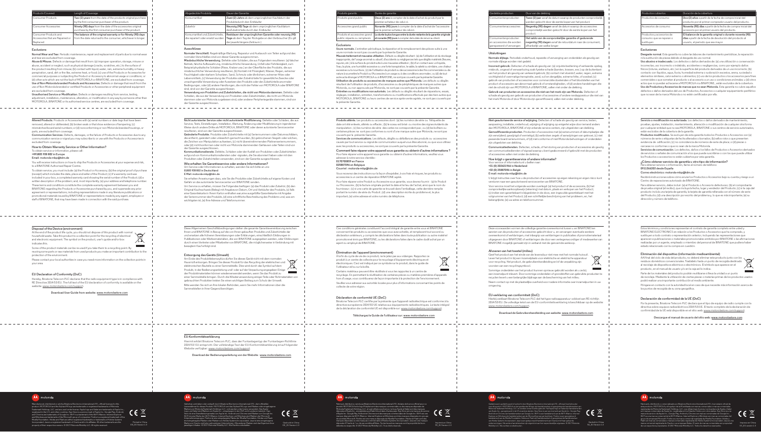| Products Covered | Length of Coverage |
|---|---|
| Consumer Products | Two (2) years from the date of the products original purchase by the first consumer purchaser of the product. |
| Consumer Accessories | Ninety (90) days from the date of the accessories original purchase by the first consumer purchaser of the product. |
| Consumer Products and Accessories that are Repaired or Replaced | The balance of the original warranty or for Ninety (90) days from the date returned to the consumer, whichever is longer. |

## Exclusions

**Normal Wear and Tear.** Periodic maintenance, repair and replacement of parts due to normal wear and tear are excluded from coverage.

**Abuse & Misuse.** Defects or damage that result from: (a) improper operation, storage, misuse or abuse, accident or neglect, such as physical damage (cracks, scratches, etc.) to the surface of the product resulting from misuse; (b) contact with liquid, water, rain, extreme humidity or heavy perspiration, sand, dirt or the like, extreme heat, or food; (c) use of the Products or Accessories for commercial purposes or subjecting the Product or Accessory to abnormal usage or conditions; or (d) other acts which are not the fault of MOTOROLA or BINATONE, are excluded from coverage.

**Use of Non-Motorola branded Products and Accessories.** Defects or damage that result from the use of Non-Motorola branded or certified Products or Accessories or other peripheral equipment are excluded from coverage.

**Unauthorised Service or Modification.** Defects or damages resulting from service, testing, adjustment, installation, maintenance, alteration, or modification in any way by someone other than MOTOROLA, BINATONE or its authorised service centres, are excluded from coverage.

**Altered Products.** Products or Accessories with (a) serial numbers or date tags that have been removed, altered or obliterated; (b) broken seals or that show evidence of tampering; (c) mismatched board serial numbers; or (d) nonconforming or non-Motorola branded housings, or parts, are excluded from coverage.

**Communication Services.** Defects, damages, or the failure of Products or Accessories due to any communication service or signal you may subscribe to or use with the Products or Accessories is excluded from coverage.

### How to Obtain Warranty Service or Other Information?

To obtain service or information, please call:

**+491805 938 802 in Europe**

**Email: motorola-mbp@tdm.de**

You will receive instructions on how to ship the Products or Accessories at your expense and risk, to a BINATONE Authorised Repair Centre.

To obtain service, you must include: (a) the Product or Accessory; (b) the original proof of purchase (receipt) which includes the date, place and seller of the Product; (c) if a warranty card was included in your box, a completed warranty card showing the serial number of the Product; (d) a written description of the problem; and, most importantly; (e) your address and telephone number. These terms and conditions constitute the complete warranty agreement between you and BINATONE regarding the Products or Accessories purchased by you, and supersede any prior agreement or representations, including representations made in any literature publications or promotional materials issued by BINATONE or representations made by any agent, employee or staff of BINATONE, that may have been made in connection with the said purchase.

### Disposal of the Device (environment)

At the end of the product life cycle, you should not dispose of this product with normal household waste. Take this product to a collection point for the recycling of electrical and electronic equipment. The symbol on the product, user's guide and/or box indicates this.

Some of the product materials can be re-used if you take them to a recycling point. By reusing some parts or raw materials from used products you make an important contribution to the protection of the environment.

Please contact your local authorities in case you need more information on the collection points in your area.

### EU Declaration of Conformity (DoC)

Hereby, Binatone Telecom PLC declares that the radio equipment type is in compliance with RE Directive 2014/53/EU. The full text of the EU declaration of conformity is available on the website: www.motorolastore.com/support

**Download User Guide from website: www.motorolastore.com**

---

| Abgedeckte Produkte | Dauer der Garantie |
|---|---|
| Konsumartikel | Zwei (2) Jahre ab dem ursprünglichen Kaufdatum der Produkte durch den Endkäufer |
| Zubehör | Neunzig (90) Tage ab dem ursprünglichen Kaufdatum des Zubehörteils durch den Endkäufer |
| Konsumartikel und Zubehörteile, die repariert oder ersetzt wurden | Restdauer der ursprünglichen Garantie oder neunzig (90) Tage ab dem Tag der Rückgabe an den Verbraucher (Es gilt der jeweils längere Zeitraum.) |

## Ausschlüsse

**Normaler Verschleiß.** Regelmäßige Wartung, Reparatur und Austausch von Teilen aufgrund des normalen Verschleißes sind von dieser Garantie ausgenommen.

**Missbrauch/falsche Verwendung.** Defekte oder Schäden, die aus Folgendem resultieren: (a) falscher Betrieb, falsche Aufbewahrung, missbräuchliche Verwendung, Unfall oder Fahrlässigkeit, zum Beispiel physische Schäden (Risse, Kratzer usw.) an der Oberfläche des Produkts, die aus missbräuchlicher Verwendung resultieren; (b) Kontakt mit Flüssigkeit, Wasser, Regen, extremer Feuchtigkeit oder starkem Schwitzen, Sand, Schmutz oder ähnlichem, extremer Hitze oder Lebensmitteln; (c) Verwendung der Produkte oder Zubehörteile für gewerbliche Zwecke oder unsachgemäße Verwendung oder Aussetzen des Produkts oder des Zubehörteils unter anormalen Bedingungen; oder (d) andere Handlungen, die nicht der Fehler von MOTOROLA oder BINATONE sind, sind von der Garantie ausgeschlossen.

**Verwendung von Produkten und Zubehörteilen, die nicht von Motorola stammen.** Defekte oder Schäden, die aus der Verwendung von Produkten oder Zubehörteilen, die nicht von Motorola stammen oder von Motorola zugelassen sind, oder anderer Peripheriegeräte stammen, sind von der Garantie ausgeschlossen.

**Nicht autorisierter Service oder nicht autorisierte Modifizierung.** Defekte oder Schäden, die aus Service, Tests, Einstellungen, Installation, Wartung, Änderung oder Modifizierung in irgendeiner Weise durch andere Dritte als MOTOROLA, BINATONE oder deren autorisierte Servicecenter resultieren, sind von der Garantie ausgeschlossen.

**Geänderte Produkte.** Produkte oder Zubehörteile mit (a) Seriennummern oder Datumsschildern, die entfernt, geändert oder unleserlich gemacht wurden, (b) gebrochenen Siegeln oder solchen, die Zeichen von Manipulation aufweisen, (c) nicht übereinstimmenden Platinenseriennummern, oder (d) nichtkonformen oder nicht von Motorola stammenden Gehäusen oder Teilen sind von der Garantie ausgeschlossen.

**Kommunikationsdienste.** Defekte, Schäden oder der Ausfall von Produkten oder Zubehörteilen aufgrund von Kommunikationsdiensten oder -signalen, die Sie abonniert haben oder mit den Produkten oder Zubehörteilen verwenden, sind von der Garantie ausgeschlossen.

### Wie erhalten Sie Garantieservice oder andere Informationen?

Um Service oder Informationen zu erhalten, wenden Sie sich bitte an uns:

**01805 938 802 in Deutschland**

**E-Mail: motorola-mbp@tdm.de**

Sie erhalten Anweisungen dazu, wie Sie die Produkte oder Zubehörteile auf eigene Kosten und Gefahr an das autorisierte Servicecenter von BINATONE senden.

Um Service zu erhalten, müssen Sie Folgendes beifügen: (a) das Produkt oder Zubehör, (b) den Original-Kaufnachweis (Beleg) mit Angabe von Datum, Ort und Verkäufer des Produkts, (c) falls eine Garantiekarte in Ihrem Karton enthalten war, eine ausgefüllte Garantiekarte mit Angabe der Seriennummer des Produkts, (d) eine schriftliche Beschreibung des Problems und, was am wichtigsten ist, (e) Ihre Adresse und Telefonnummer.

Diese Allgemeinen Geschäftsbedingungen stellen die gesamte Garantievereinbarung zwischen Ihnen und BINATONE in Bezug auf die von Ihnen gekauften Produkte und Zubehörteile dar und ersetzen alle früheren Vereinbarungen oder Erklärungen, einschließlich Erklärungen in Publikationen oder Werbematerialien, die von BINATONE ausgegeben werden, oder Erklärungen durch einen Vertreter oder Mitarbeiter von BINATONE, die möglicherweise in Verbindung mit besagtem Kauf erfolgt sind.

### Entsorgung des Geräts (Umwelt)

Am Ende des Produktlebenszyklus dürfen Sie dieses Gerät nicht mit dem normalen Hausmüll entsorgen. Bringen Sie dieses Produkt für das Recycling der elektrischen und elektronischen Bauteile zu einer Sammelstelle. Dies wird durch das Symbol auf dem Produkt, in der Bedienungsanleitung und / oder auf der Verpackung angegeben. Einige der Produktmaterialien können wiederverwendet werden, wenn Sie das Produkt zu einer Sammelstelle bringen. Durch die Wiederverwendung einiger Teile oder Rohmaterialien von gebrauchten Produkten leisten Sie einen wichtigen Beitrag zum Schutz der Umwelt.

Bitte wenden Sie sich an Ihre lokalen Behörden, wenn Sie mehr Informationen über die Sammelstellen in Ihrer Gegend benötigen.

### EU-Konformitätserklärung

Hiermit erklärt Binatone Telecom PLC, dass der Funkanlagentyp der Funkanlagen-Richtlinie 2014/53/ EU entspricht. Der vollständige Text der EU-Konformitätserklärung ist auf folgender Website verfügbar: www.motorolastore.com/support

**Download der Bedienungsanleitung von der Website : www.motorolastore.com**

---

| Produits garantis | Durée de garantie |
|---|---|
| Produits grand public | Deux (2) ans à compter de la date d'achat du produit par le premier acheteur de celui-ci. |
| Accessoires grand public | Nonante (90) jours à compter de la date d'achat de l'accessoire par le premier acheteur de celui-ci. |
| Produits et accessoires grand public réparés ou remplacés | La durée la plus longue entre la durée restante de la garantie originale et nonante (90) jours à compter de la date de renvoi au client. |

## Exclusions

**Usure normale.** L'entretien périodique, la réparation et le remplacement des pièces suite à une usure normale ne sont pas couverts par la présente Garantie.

**Mauvais traitement et mauvaise utilisation.** Défauts ou dégâts résultant : (a) de l'utilisation et du stockage inappropriés, de l'usage anormal ou abusif, d'accidents ou négligence tels que dégâts matériels (fissures, rayures, etc.) à la surface du produit suite à une mauvaise utilisation ; (b) d'un contact avec un liquide, l'eau, la pluie, une humidité excessive ou une forte transpiration, le sable, la saleté ou similaire, une chaleur excessive ou la nourriture ; (c) de l'utilisation du produit ou des accessoires à des fins commerciales ou de nature à soumettre le Produit ou l'Accessoire à un usage ou à des conditions anormales ; ou (d) de tout autre acte qui n'est pas imputable à MOTOROLA ou BINATONE, ne sont pas couverts par la présente Garantie.

**Utilisation de produits ou accessoires de marques autres que Motorola.** Les défauts ou dégâts résultant de l'utilisation de produits, d'accessoires ou de périphériques de marques autres que Motorola, ou non approuvés par Motorola, ne sont pas couverts par la présente Garantie.

**Entretien ou modifications non autorisés.** Les défauts ou dégâts résultant de réparations, essais, réglages, installation, entretien, transformations ou modifications effectués par des tiers autres que MOTOROLA, BINATONE ou leurs centres de service après-vente agréés, ne sont pas couverts par la présente Garantie.

**Produits altérés.** Les produits ou accessoires dont : (a) les numéros de série ou l'étiquette de date ont été enlevés, altérés ou effacés ; (b) le sceau est brisé ou montre des signes évidents de manipulation ; (c) les numéros de série des cartes ne correspondent pas ; ou (d) les boîtiers ou certaines pièces ne sont pas conformes ou sont d'une marque autre que Motorola, ne sont pas couverts par la présente Garantie.

**Services de communication.** Les défauts, dégâts ou défaillances des produits ou accessoires causés par tout service ou signal de communication auquel vous êtes abonné, ou que vous utilisez avec les produits ou accessoires, ne sont pas couverts par la présente Garantie.

### Comment faire réparer votre appareil sous garantie ou obtenir d'autres informations ?

Pour faire réparer votre appareil sous garantie ou obtenir d'autres informations, veuillez vous adresser à notre service clientèle :

**0170700859 en France**

**025887046 en Belgique**

**Courriel : motorola-mbp@tdm.de**

Vous recevrez des instructions sur la façon d'expédier, à vos frais et risques, les produits ou accessoires à un centre de réparation BINATONE agréé.

Pour faire réparer votre Produit ou Accessoire sous garantie, vous devrez fournir : (a) le Produit ou l'Accessoire ; (b) la facture originale portant la date et le lieu de l'achat, ainsi que le nom du fournisseur ; (c) si une carte de garantie se trouvait dans l'emballage, cette dernière remplie portant le numéro de série du Produit ; (d) une description écrite du problème et, le plus important, (e) votre adresse et votre numéro de téléphone.

Ces conditions générales constituent l'accord intégral de garantie entre vous et BINATONE concernant les produits ou accessoires que vous avez achetés, et remplacent tout accord ou déclaration antérieurs, y compris les déclarations faites dans toute publication ou autre matériel promotionnel émis par BINATONE, ou les déclarations faites dans le cadre dudit achat par un agent ou employé de BINATONE.

### Élimination de l'appareil (environnement)

À la fin du cycle de vie de ce produit, ne le jetez pas aux vidanges. Rapportez ce produit à un centre de collecte pour le recyclage d'équipements électriques et électroniques. Ceci est indiqué par ce symbole sur le produit, dans le guide de l'utilisateur et/ou sur la boîte.

Certains matériaux peuvent être réutilisés si vous les rapportez à un centre de recyclage. En permettant la réutilisation de certaines pièces ou matières premières d'appareils hors d'usage, vous contribuerez de façon importante à la protection de l'environnement.

Veuillez contacter vos autorités locales pour plus d'informations concernant les points de collecte de votre région.

### Déclaration de conformité UE (DoC)

Binatone Telecom PLC certifie par la présente que l'appareil radioélectrique est conforme à la directive européenne 2014/53/UE relative aux équipements radioélectriques. Le texte intégral de la déclaration de conformité UE est disponible sur : www.motorolastore.com/support

**Téléchargez le Guide de l'utilisateur sur : www.motorolastore.com**

---

| Gedekte producten | Duur van de dekking |
|---|---|
| Consumentenproducten | Twee (2) jaar vanaf de datum aankoop de producten oorspronkelijk werden gekocht door de eerste koper van het product. |
| Consumentenaccessoires | Negentig (90) dagen vanaf de datum waarop de accessoires oorspronkelijk werden gekocht door de eerste koper van het product. |
| Consumentenproducten en accessoires die worden gerepareerd of vervangen | Het saldo van de oorspronkelijke garantie of gedurende negentig (90) dagen vanaf de retourdatum naar de consument, afhankelijk van welke langer |

## Uitsluitingen

**Normale slijtage.** Periodiek onderhoud, reparatie of vervanging van onderdelen als gevolg van normale slijtage worden niet gedekt.

**Incorrect gebruik.** Defecten of schade als gevolg van: (a) onjuiste bediening of verkeerde opslag, misbruik, ongeval of verwaarlozing zoals fysieke schade (barsten, krassen, enz.) op de buitenkant van het product als gevolg van verkeerd gebruik; (b) contact met vloeistof, water, regen, extreme vochtigheid of overmatige transpiratie, zand, vuil en dergelijke, extreme hitte, of voedsel; (c) gebruik van producten of accessoires voor commerciële doeleinden of het blootstellen van het product of accessoire aan abnormaal gebruik of omstandigheden; of (d) andere handelingen die niet de schuld zijn van MOTOROLA of BINATONE, vallen niet onder de dekking.

**Gebruik van producten en accessoires die niet van het merk zijn van Motorola.** Defecten of schade als gevolg van gebruik van producten of accessoires of andere randapparatuur die niet van het merk Motorola of door Motorola zijn gecertificeerd, vallen niet onder dekking.

**Niet-geautoriseerde service of wijziging.** Defecten of schade als gevolg van service, testen, aanpassing, installatie, onderhoud, wijziging of wijziging op enigerlei wijze door iemand anders dan MOTOROLA, BINATONE of zijn erkende service centers, zijn uitgesloten van dekking.

**Gemodificeerde producten.** Producten of accessoires met (a) serienummers of datumlabels die zijn verwijderd, gewijzigd of vernietigd; (b) verbroken zegels of aanwijzingen van geknoei; (c) niet passende board serienummers; of (d) niet-conforme of niet-Motorola behuizingen of onderdelen zijn uitgesloten van dekking.

**Communicatiediensten.** Defecten, schade, of het storing van producten of accessoires als gevolg van communicatiediensten of signaal waarop u bent geabonneerd of gebruikt met de producten of accessoires vallen niet onder de dekking.

### Hoe krijgt u garantieservice of andere informatie?

Voor service of informatie kunt u bellen naar:

**+31 (0) 202621966 in Nederland**

**+32 (0) 25887046 in België**

**E-mail: motorola-mbp@tdm.de**

U krijgt instructies over hoe u de producten of accessoires op eigen rekening en eigen risico kunt versturen naar een geautoriseerd servicecenter van BINATONE.

Voor service moet het volgende worden overlegd: (a) het product of de accessoire; (b) het oorspronkelijke aankoopbewijs (rekening) met datum, plaats en verkoper van het Product; (c) indien een garantiekaart is bijgesloten in de doos, een ingevulde garantiekaart met het volgnummer van het Product; (d) een schriftelijke beschrijving van het probleem, en, het belangrijkste; (e) uw adres en telefoonnummer.

Deze voorwaarden vormen de volledige garantie-overeenkomst tussen u en BINATONE ten aanzien van de producten of accessoires gekocht door u, en vervangen eventuele eerdere overeenkomst of verklaringen, met inbegrip van verklaringen in publicaties of promotiemateriaal uitgegeven door BINATONE of verklaringen die door een vertegenwoordiger of medewerker van BINATONE mogelijk gemaakt zijn in verband met de genoemde aankoop.

### Afvoeren van het toestel (milieu)

Geef het product aan het einde van de levensduur niet mee met het normale huisvuil. Lever het product in bij een inzamelplaats voor elektrische en elektronische apparatuur voor recycling. Het product, de gebruikershandleiding en/of de verpakking zijn voorzien van een recyclingsymbool.

Sommige onderdelen van het product kunnen opnieuw gebruikt worden als u ze bij een inzamelpunt inlevert. Door sommige onderdelen of grondstoffen van gebruikte producten te recyclen levert u een belangrijke bijdrage aan de bescherming van het milieu.

Neem contact op met de plaatselijke overheid voor nadere informatie over inzamelpunten in uw omgeving.

### EU-verklaring van conformiteit (DoC)

Hierbij verklaart Binatone Telecom PLC dat het type radioapparatuur voldoet aan RE-richtlijn 2014/53/EU. De volledige tekst van de EU-conformiteitsverklaring is beschikbaar op de website: www.motorolastore.com/support

**Download de Gebruikershandleiding van website: www.motorolastore.com**

---

| Productos cubiertos | Duración de la cobertura |
|---|---|
| Productos de consumo | Dos (2) años a partir de la fecha de compra inicial del producto por el primer comprador usuario del producto. |
| Accesorios de consumo | Noventa (90) días a partir de la fecha de compra inicial del accesorio por el primer usuario del producto. |
| Productos y accesorios de consumo que se reparan o sustituyen | El balance de la garantía original o durante noventa (90) días a partir de la fecha de devolución del producto al usuario, el periodo que sea mayor. |

## Exclusiones

**Desgaste normal.** Esta garantía no cubre las labores de mantenimiento periódicas, la reparación ni la sustitución de piezas debido al desgaste de uso normal.

**Uso abusivo o inadecuado.** Los defectos o daños derivados de: (a) una utilización o conservación incorrectas, uso incorrecto o indebido, accidentes o negligencias, como por ejemplo daños físicos (rotura, arañazos, etc.) en la superficie del producto derivados de un uso incorrecto; (b) contacto con líquidos, agua, lluvia, humedad extrema o sudoración excesiva, arena, suciedad o elementos similares, calor extremo o alimentos; (c) uso de los productos o los accesorios para fines comerciales o que someta al producto o al accesorio a un uso o condiciones anómalas; o (d) otros actos que no puedan achacarse a MOTOROLA ni a BINATONE, están excluidos de la cobertura.

**Uso de Productos y Accesorios de marcas que no sean Motorola.** Esta garantía no cubre aquellos defectos o daños derivados del uso de Productos, Accesorios o cualquier equipamiento periférico que no sean de la marca Motorola o no estén certificados por ella.

**Servicio o modificación no autorizada.** Los defectos o daños derivados de mantenimiento, pruebas, ajustes, instalación, mantenimiento, alteración o modificación de cualquier otra forma por cualquier entidad que no sea MOTOROLA, BINATONE o sus centros de servicio autorizados, están excluidos de la cobertura de la garantía.

**Productos modificados.** Se excluyen de esta garantía todos los Productos o Accesorios con (a) números de serie o etiquetas de fecha alterados o borrados; (b) sellos rotos o que presenten evidencia de calificación; (c) no coincidencia de números de serie de placa; o (d) piezas o carcasas no conformes o que no sean de la marca Motorola.

**Servicios de comunicación.** Los defectos, daños o los fallos de Productos o Accesorios derivados de servicios o señales de comunicación a los que pueda suscribirse o que utilice con los Productos o accesorios no están cubiertos por esta garantía.

### ¿Cómo obtener servicio de garantía u otro tipo de información?

Para obtener servicio o información, llame al número de teléfono:

**0911364003 desde España**

**Correo electrónico: motorola-mbp@tdm.de**

Recibirá instrucciones sobre cómo enviar los Productos o Accesorios bajo su cuenta y riesgo a un Centro de reparaciones autorizado de BINATONE.

Para obtener servicio, debe incluir: (a) el Producto o Accesorio defectuoso; (b) el comprobante de pedido original (el recibo), que incluya la fecha, lugar y vendedor del Producto; (c) si la caja del producto incluía una tarjeta de garantía, la tarjeta de garantía rellenada con el número de serie del Producto; (d) una descripción por escrito del problema y, lo que es más importante; (e) su dirección y número de teléfono.

Estos términos y condiciones representan el contrato de garantía completo entre usted y BINATONE ELECTRONICS en relación a los Productos o Accesorios que ha comprado, y sustituyen a todo contrato o representación anterior, incluyendo las representaciones que aparecen en publicaciones o materiales promocionales emitidos por BINATONE o las afirmaciones realizadas por un agente, empleado o miembro del personal de BINATONE que pudiera haber estado relacionado con la compra en cuestión.

### Eliminación del dispositivo (información medioambiental)

Al final del ciclo de vida del producto, no deberá eliminar este producto junto con los residuos domésticos convencionales. Trasládelo hasta un punto de recogida destinado al reciclaje de dispositivos eléctricos o electrónicos. El símbolo que aparece en el producto, en el manual de usuario y/o en la caja así lo indica.

Parte de los materiales del producto podrán reutilizarse si lleva la unidad a un punto de reciclaje. Mediante la utilización de ciertas piezas o materias primas de los productos usados podrá realizar una importante contribución a la protección del medio ambiente.

Póngase en contacto con la autoridad local en caso de que necesite más información acerca de los puntos de recogida de su zona geográfica.

### Declaración de conformidad de la UE (DoC)

Por la presente, Binatone Telecom PLC declara que el tipo de equipo de radio cumple con la directiva sobre equipos radioeléctricos 2014/53/UE. El texto completo de la declaración de conformidad de la UE está disponible en el sitio web: www.motorolastore.com/support

**Descargue el manual de usuario del sitio web: www.motorolastore.com**

---

motorola

Printed in China EN_EU Version 1.0

motorola

Gedruckt in China DE_EU Version 1.0

motorola

Imprimé en Chine FR_EU Version 1.0

motorola

Gedrukt in China NL_EU Version 1.0

motorola

Impreso en China ES_EU Version 1.0